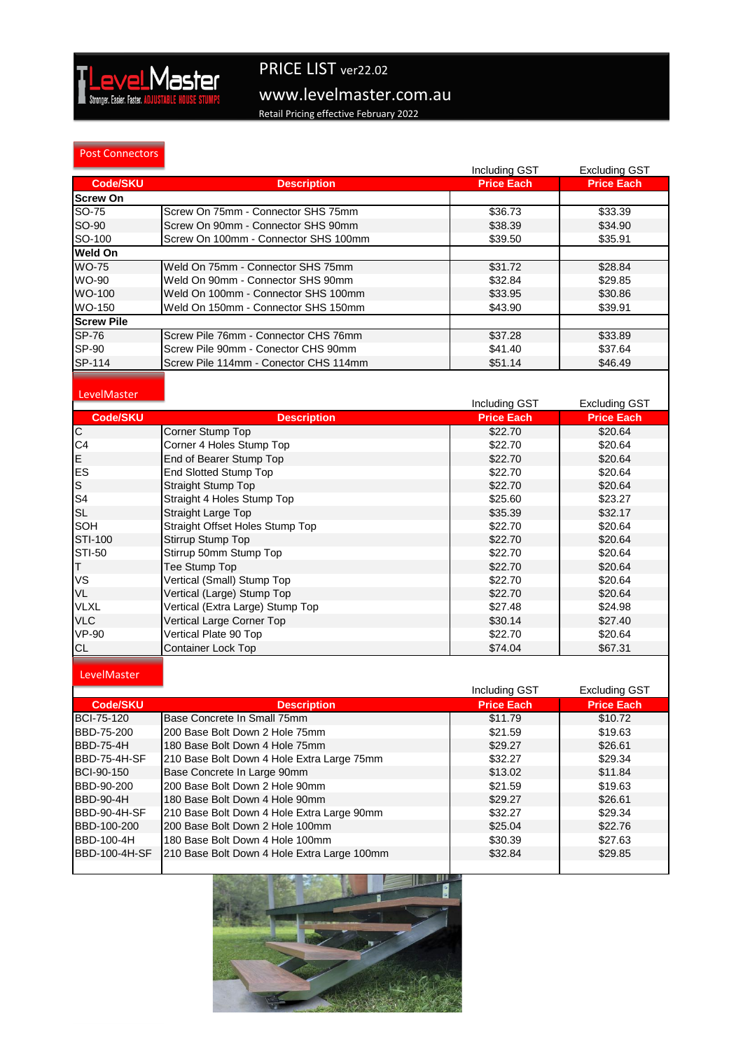# PRICE LIST ver22.02

www.levelmaster.com.au

Retail Pricing effective February 2022

## Post Connectors

| Code/SKU | Description | Including GST Price Each | Excluding GST Price Each |
|---|---|---|---|
| **Screw On** | | | |
| SO-75 | Screw On 75mm - Connector SHS 75mm | $36.73 | $33.39 |
| SO-90 | Screw On 90mm - Connector SHS 90mm | $38.39 | $34.90 |
| SO-100 | Screw On 100mm - Connector SHS 100mm | $39.50 | $35.91 |
| **Weld On** | | | |
| WO-75 | Weld On 75mm - Connector SHS 75mm | $31.72 | $28.84 |
| WO-90 | Weld On 90mm - Connector SHS 90mm | $32.84 | $29.85 |
| WO-100 | Weld On 100mm - Connector SHS 100mm | $33.95 | $30.86 |
| WO-150 | Weld On 150mm - Connector SHS 150mm | $43.90 | $39.91 |
| **Screw Pile** | | | |
| SP-76 | Screw Pile 76mm - Connector CHS 76mm | $37.28 | $33.89 |
| SP-90 | Screw Pile 90mm - Conector CHS 90mm | $41.40 | $37.64 |
| SP-114 | Screw Pile 114mm - Conector CHS 114mm | $51.14 | $46.49 |

## LevelMaster

| Code/SKU | Description | Including GST Price Each | Excluding GST Price Each |
|---|---|---|---|
| C | Corner Stump Top | $22.70 | $20.64 |
| C4 | Corner 4 Holes Stump Top | $22.70 | $20.64 |
| E | End of Bearer Stump Top | $22.70 | $20.64 |
| ES | End Slotted Stump Top | $22.70 | $20.64 |
| S | Straight Stump Top | $22.70 | $20.64 |
| S4 | Straight 4 Holes Stump Top | $25.60 | $23.27 |
| SL | Straight Large Top | $35.39 | $32.17 |
| SOH | Straight Offset Holes Stump Top | $22.70 | $20.64 |
| STI-100 | Stirrup Stump Top | $22.70 | $20.64 |
| STI-50 | Stirrup 50mm Stump Top | $22.70 | $20.64 |
| T | Tee Stump Top | $22.70 | $20.64 |
| VS | Vertical (Small) Stump Top | $22.70 | $20.64 |
| VL | Vertical (Large) Stump Top | $22.70 | $20.64 |
| VLXL | Vertical (Extra Large) Stump Top | $27.48 | $24.98 |
| VLC | Vertical Large Corner Top | $30.14 | $27.40 |
| VP-90 | Vertical Plate 90 Top | $22.70 | $20.64 |
| CL | Container Lock Top | $74.04 | $67.31 |

## LevelMaster

| Code/SKU | Description | Including GST Price Each | Excluding GST Price Each |
|---|---|---|---|
| BCI-75-120 | Base Concrete In Small 75mm | $11.79 | $10.72 |
| BBD-75-200 | 200 Base Bolt Down 2 Hole 75mm | $21.59 | $19.63 |
| BBD-75-4H | 180 Base Bolt Down 4 Hole 75mm | $29.27 | $26.61 |
| BBD-75-4H-SF | 210 Base Bolt Down 4 Hole Extra Large 75mm | $32.27 | $29.34 |
| BCI-90-150 | Base Concrete In Large 90mm | $13.02 | $11.84 |
| BBD-90-200 | 200 Base Bolt Down 2 Hole 90mm | $21.59 | $19.63 |
| BBD-90-4H | 180 Base Bolt Down 4 Hole 90mm | $29.27 | $26.61 |
| BBD-90-4H-SF | 210 Base Bolt Down 4 Hole Extra Large 90mm | $32.27 | $29.34 |
| BBD-100-200 | 200 Base Bolt Down 2 Hole 100mm | $25.04 | $22.76 |
| BBD-100-4H | 180 Base Bolt Down 4 Hole 100mm | $30.39 | $27.63 |
| BBD-100-4H-SF | 210 Base Bolt Down 4 Hole Extra Large 100mm | $32.84 | $29.85 |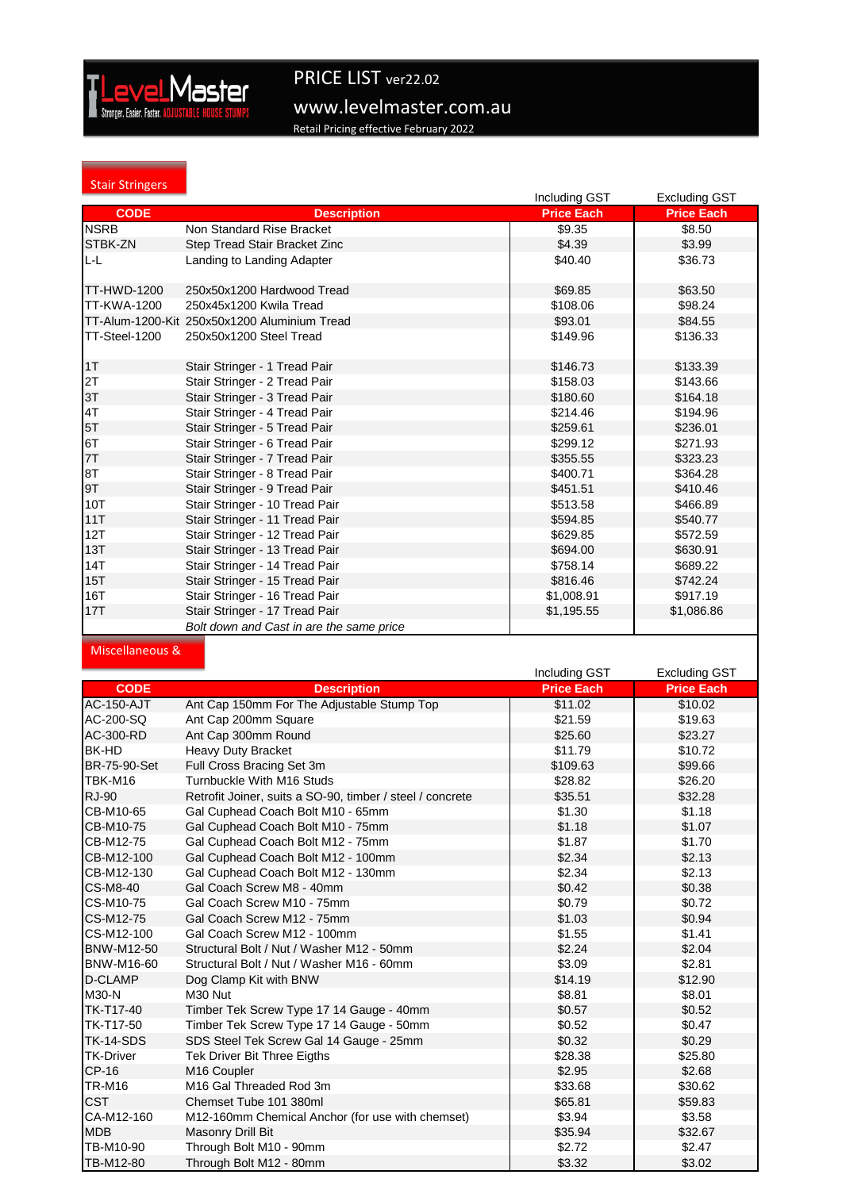LevelMaster Stronger. Easier. Faster. ADJUSTABLE HOUSE STUMPS

# PRICE LIST ver22.02

www.levelmaster.com.au

Retail Pricing effective February 2022

## Stair Stringers

| | | Including GST | Excluding GST |
|---|---|---|---|
| **CODE** | **Description** | **Price Each** | **Price Each** |
| NSRB | Non Standard Rise Bracket | $9.35 | $8.50 |
| STBK-ZN | Step Tread Stair Bracket Zinc | $4.39 | $3.99 |
| L-L | Landing to Landing Adapter | $40.40 | $36.73 |
| | | | |
| TT-HWD-1200 | 250x50x1200 Hardwood Tread | $69.85 | $63.50 |
| TT-KWA-1200 | 250x45x1200 Kwila Tread | $108.06 | $98.24 |
| TT-Alum-1200-Kit | 250x50x1200 Aluminium Tread | $93.01 | $84.55 |
| TT-Steel-1200 | 250x50x1200 Steel Tread | $149.96 | $136.33 |
| | | | |
| 1T | Stair Stringer - 1 Tread Pair | $146.73 | $133.39 |
| 2T | Stair Stringer - 2 Tread Pair | $158.03 | $143.66 |
| 3T | Stair Stringer - 3 Tread Pair | $180.60 | $164.18 |
| 4T | Stair Stringer - 4 Tread Pair | $214.46 | $194.96 |
| 5T | Stair Stringer - 5 Tread Pair | $259.61 | $236.01 |
| 6T | Stair Stringer - 6 Tread Pair | $299.12 | $271.93 |
| 7T | Stair Stringer - 7 Tread Pair | $355.55 | $323.23 |
| 8T | Stair Stringer - 8 Tread Pair | $400.71 | $364.28 |
| 9T | Stair Stringer - 9 Tread Pair | $451.51 | $410.46 |
| 10T | Stair Stringer - 10 Tread Pair | $513.58 | $466.89 |
| 11T | Stair Stringer - 11 Tread Pair | $594.85 | $540.77 |
| 12T | Stair Stringer - 12 Tread Pair | $629.85 | $572.59 |
| 13T | Stair Stringer - 13 Tread Pair | $694.00 | $630.91 |
| 14T | Stair Stringer - 14 Tread Pair | $758.14 | $689.22 |
| 15T | Stair Stringer - 15 Tread Pair | $816.46 | $742.24 |
| 16T | Stair Stringer - 16 Tread Pair | $1,008.91 | $917.19 |
| 17T | Stair Stringer - 17 Tread Pair | $1,195.55 | $1,086.86 |
| | *Bolt down and Cast in are the same price* | | |

## Miscellaneous &

| | | Including GST | Excluding GST |
|---|---|---|---|
| **CODE** | **Description** | **Price Each** | **Price Each** |
| AC-150-AJT | Ant Cap 150mm For The Adjustable Stump Top | $11.02 | $10.02 |
| AC-200-SQ | Ant Cap 200mm Square | $21.59 | $19.63 |
| AC-300-RD | Ant Cap 300mm Round | $25.60 | $23.27 |
| BK-HD | Heavy Duty Bracket | $11.79 | $10.72 |
| BR-75-90-Set | Full Cross Bracing Set 3m | $109.63 | $99.66 |
| TBK-M16 | Turnbuckle With M16 Studs | $28.82 | $26.20 |
| RJ-90 | Retrofit Joiner, suits a SO-90, timber / steel / concrete | $35.51 | $32.28 |
| CB-M10-65 | Gal Cuphead Coach Bolt M10 - 65mm | $1.30 | $1.18 |
| CB-M10-75 | Gal Cuphead Coach Bolt M10 - 75mm | $1.18 | $1.07 |
| CB-M12-75 | Gal Cuphead Coach Bolt M12 - 75mm | $1.87 | $1.70 |
| CB-M12-100 | Gal Cuphead Coach Bolt M12 - 100mm | $2.34 | $2.13 |
| CB-M12-130 | Gal Cuphead Coach Bolt M12 - 130mm | $2.34 | $2.13 |
| CS-M8-40 | Gal Coach Screw M8 - 40mm | $0.42 | $0.38 |
| CS-M10-75 | Gal Coach Screw M10 - 75mm | $0.79 | $0.72 |
| CS-M12-75 | Gal Coach Screw M12 - 75mm | $1.03 | $0.94 |
| CS-M12-100 | Gal Coach Screw M12 - 100mm | $1.55 | $1.41 |
| BNW-M12-50 | Structural Bolt / Nut / Washer M12 - 50mm | $2.24 | $2.04 |
| BNW-M16-60 | Structural Bolt / Nut / Washer M16 - 60mm | $3.09 | $2.81 |
| D-CLAMP | Dog Clamp Kit with BNW | $14.19 | $12.90 |
| M30-N | M30 Nut | $8.81 | $8.01 |
| TK-T17-40 | Timber Tek Screw Type 17 14 Gauge - 40mm | $0.57 | $0.52 |
| TK-T17-50 | Timber Tek Screw Type 17 14 Gauge - 50mm | $0.52 | $0.47 |
| TK-14-SDS | SDS Steel Tek Screw Gal 14 Gauge - 25mm | $0.32 | $0.29 |
| TK-Driver | Tek Driver Bit Three Eigths | $28.38 | $25.80 |
| CP-16 | M16 Coupler | $2.95 | $2.68 |
| TR-M16 | M16 Gal Threaded Rod 3m | $33.68 | $30.62 |
| CST | Chemset Tube 101 380ml | $65.81 | $59.83 |
| CA-M12-160 | M12-160mm Chemical Anchor (for use with chemset) | $3.94 | $3.58 |
| MDB | Masonry Drill Bit | $35.94 | $32.67 |
| TB-M10-90 | Through Bolt M10 - 90mm | $2.72 | $2.47 |
| TB-M12-80 | Through Bolt M12 - 80mm | $3.32 | $3.02 |